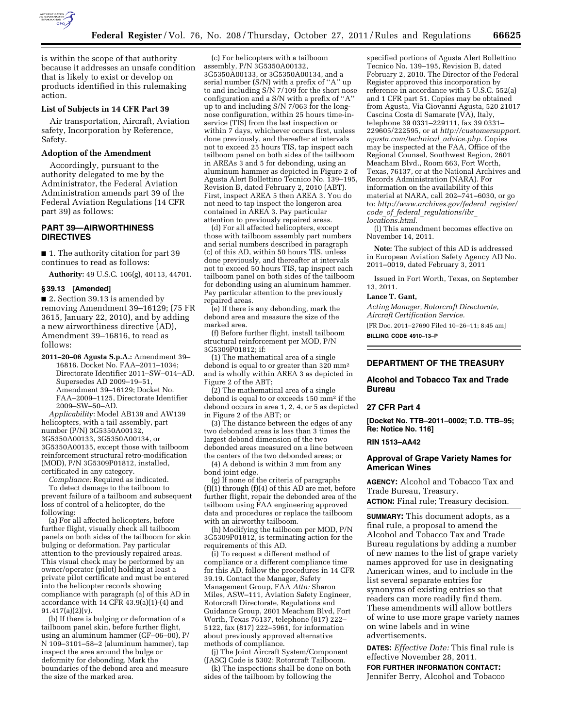is within the scope of that authority because it addresses an unsafe condition that is likely to exist or develop on products identified in this rulemaking action.

### List of Subjects in 14 CFR Part 39

Air transportation, Aircraft, Aviation safety, Incorporation by Reference, Safety.

### Adoption of the Amendment

Accordingly, pursuant to the authority delegated to me by the Administrator, the Federal Aviation Administration amends part 39 of the Federal Aviation Regulations (14 CFR part 39) as follows:

## PART 39—AIRWORTHINESS DIRECTIVES

■ 1. The authority citation for part 39 continues to read as follows:

**Authority:** 49 U.S.C. 106(g), 40113, 44701.

### § 39.13 [Amended]

■ 2. Section 39.13 is amended by removing Amendment 39–16129; (75 FR 3615, January 22, 2010), and by adding a new airworthiness directive (AD), Amendment 39–16816, to read as follows:

**2011–20–06 Agusta S.p.A.:** Amendment 39–16816. Docket No. FAA–2011–1034; Directorate Identifier 2011–SW–014–AD. Supersedes AD 2009–19–51, Amendment 39–16129; Docket No. FAA–2009–1125, Directorate Identifier 2009–SW–50–AD.

*Applicability:* Model AB139 and AW139 helicopters, with a tail assembly, part number (P/N) 3G5350A00132, 3G5350A00133, 3G5350A00134, or 3G5350A00135, except those with tailboom reinforcement structural retro-modification (MOD), P/N 3G5309P01812, installed, certificated in any category.

*Compliance:* Required as indicated.

To detect damage to the tailboom to prevent failure of a tailboom and subsequent loss of control of a helicopter, do the following:

(a) For all affected helicopters, before further flight, visually check all tailboom panels on both sides of the tailboom for skin bulging or deformation. Pay particular attention to the previously repaired areas. This visual check may be performed by an owner/operator (pilot) holding at least a private pilot certificate and must be entered into the helicopter records showing compliance with paragraph (a) of this AD in accordance with 14 CFR 43.9(a)(1)-(4) and 91.417(a)(2)(v).

(b) If there is bulging or deformation of a tailboom panel skin, before further flight, using an aluminum hammer (GF–06–00), P/N 109–3101–58–2 (aluminum hammer), tap inspect the area around the bulge or deformity for debonding. Mark the boundaries of the debond area and measure the size of the marked area.

(c) For helicopters with a tailboom assembly, P/N 3G5350A00132, 3G5350A00133, or 3G5350A00134, and a serial number (S/N) with a prefix of ''A'' up to and including S/N 7/109 for the short nose configuration and a S/N with a prefix of ''A'' up to and including S/N 7/063 for the long-nose configuration, within 25 hours time-in-service (TIS) from the last inspection or within 7 days, whichever occurs first, unless done previously, and thereafter at intervals not to exceed 25 hours TIS, tap inspect each tailboom panel on both sides of the tailboom in AREAs 3 and 5 for debonding, using an aluminum hammer as depicted in Figure 2 of Agusta Alert Bollettino Tecnico No. 139–195, Revision B, dated February 2, 2010 (ABT). First, inspect AREA 5 then AREA 3. You do not need to tap inspect the longeron area contained in AREA 3. Pay particular attention to previously repaired areas.

(d) For all affected helicopters, except those with tailboom assembly part numbers and serial numbers described in paragraph (c) of this AD, within 50 hours TIS, unless done previously, and thereafter at intervals not to exceed 50 hours TIS, tap inspect each tailboom panel on both sides of the tailboom for debonding using an aluminum hammer. Pay particular attention to the previously repaired areas.

(e) If there is any debonding, mark the debond area and measure the size of the marked area.

(f) Before further flight, install tailboom structural reinforcement per MOD, P/N 3G5309P01812; if:

(1) The mathematical area of a single debond is equal to or greater than 320 $mm^2$ and is wholly within AREA 3 as depicted in Figure 2 of the ABT;

(2) The mathematical area of a single debond is equal to or exceeds 150 $mm^2$ if the debond occurs in area 1, 2, 4, or 5 as depicted in Figure 2 of the ABT; or

(3) The distance between the edges of any two debonded areas is less than 3 times the largest debond dimension of the two debonded areas measured on a line between the centers of the two debonded areas; or

(4) A debond is within 3 mm from any bond joint edge.

(g) If none of the criteria of paragraphs (f)(1) through (f)(4) of this AD are met, before further flight, repair the debonded area of the tailboom using FAA engineering approved data and procedures or replace the tailboom with an airworthy tailboom.

(h) Modifying the tailboom per MOD, P/N 3G5309P01812, is terminating action for the requirements of this AD.

(i) To request a different method of compliance or a different compliance time for this AD, follow the procedures in 14 CFR 39.19. Contact the Manager, Safety Management Group, FAA *Attn:* Sharon Miles, ASW–111, Aviation Safety Engineer, Rotorcraft Directorate, Regulations and Guidance Group, 2601 Meacham Blvd, Fort Worth, Texas 76137, telephone (817) 222–5122, fax (817) 222–5961, for information about previously approved alternative methods of compliance.

(j) The Joint Aircraft System/Component (JASC) Code is 5302: Rotorcraft Tailboom.

(k) The inspections shall be done on both sides of the tailboom by following the specified portions of Agusta Alert Bollettino Tecnico No. 139–195, Revision B, dated February 2, 2010. The Director of the Federal Register approved this incorporation by reference in accordance with 5 U.S.C. 552(a) and 1 CFR part 51. Copies may be obtained from Agusta, Via Giovanni Agusta, 520 21017 Cascina Costa di Samarate (VA), Italy, telephone 39 0331–229111, fax 39 0331–229605/222595, or at *http://customersupport.agusta.com/technical_advice.php.* Copies may be inspected at the FAA, Office of the Regional Counsel, Southwest Region, 2601 Meacham Blvd., Room 663, Fort Worth, Texas, 76137, or at the National Archives and Records Administration (NARA). For information on the availability of this material at NARA, call 202–741–6030, or go to: *http://www.archives.gov/federal_register/code_of_federal_regulations/ibr_locations.html.*

(l) This amendment becomes effective on November 14, 2011.

**Note:** The subject of this AD is addressed in European Aviation Safety Agency AD No. 2011–0019, dated February 3, 2011

Issued in Fort Worth, Texas, on September 13, 2011.

**Lance T. Gant,**

*Acting Manager, Rotorcraft Directorate, Aircraft Certification Service.*

[FR Doc. 2011–27690 Filed 10–26–11; 8:45 am]

**BILLING CODE 4910–13–P**

---

## DEPARTMENT OF THE TREASURY

### Alcohol and Tobacco Tax and Trade Bureau

### 27 CFR Part 4

**[Docket No. TTB–2011–0002; T.D. TTB–95; Re: Notice No. 116]**

**RIN 1513–AA42**

### Approval of Grape Variety Names for American Wines

**AGENCY:** Alcohol and Tobacco Tax and Trade Bureau, Treasury.

**ACTION:** Final rule; Treasury decision.

**SUMMARY:** This document adopts, as a final rule, a proposal to amend the Alcohol and Tobacco Tax and Trade Bureau regulations by adding a number of new names to the list of grape variety names approved for use in designating American wines, and to include in the list several separate entries for synonyms of existing entries so that readers can more readily find them. These amendments will allow bottlers of wine to use more grape variety names on wine labels and in wine advertisements.

**DATES:** *Effective Date:* This final rule is effective November 28, 2011.

**FOR FURTHER INFORMATION CONTACT:** Jennifer Berry, Alcohol and Tobacco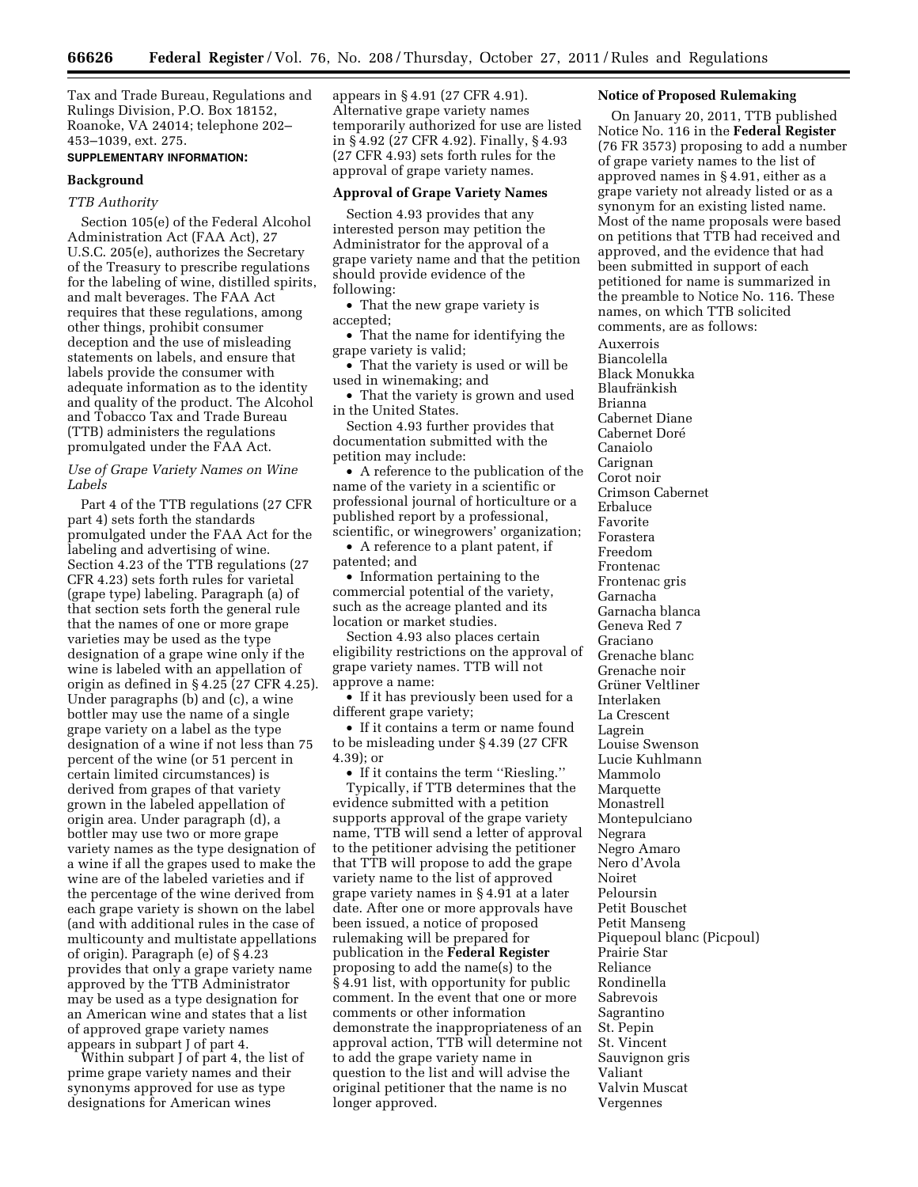Tax and Trade Bureau, Regulations and Rulings Division, P.O. Box 18152, Roanoke, VA 24014; telephone 202–453–1039, ext. 275.

**SUPPLEMENTARY INFORMATION:**

## Background

### *TTB Authority*

Section 105(e) of the Federal Alcohol Administration Act (FAA Act), 27 U.S.C. 205(e), authorizes the Secretary of the Treasury to prescribe regulations for the labeling of wine, distilled spirits, and malt beverages. The FAA Act requires that these regulations, among other things, prohibit consumer deception and the use of misleading statements on labels, and ensure that labels provide the consumer with adequate information as to the identity and quality of the product. The Alcohol and Tobacco Tax and Trade Bureau (TTB) administers the regulations promulgated under the FAA Act.

### *Use of Grape Variety Names on Wine Labels*

Part 4 of the TTB regulations (27 CFR part 4) sets forth the standards promulgated under the FAA Act for the labeling and advertising of wine. Section 4.23 of the TTB regulations (27 CFR 4.23) sets forth rules for varietal (grape type) labeling. Paragraph (a) of that section sets forth the general rule that the names of one or more grape varieties may be used as the type designation of a grape wine only if the wine is labeled with an appellation of origin as defined in § 4.25 (27 CFR 4.25). Under paragraphs (b) and (c), a wine bottler may use the name of a single grape variety on a label as the type designation of a wine if not less than 75 percent of the wine (or 51 percent in certain limited circumstances) is derived from grapes of that variety grown in the labeled appellation of origin area. Under paragraph (d), a bottler may use two or more grape variety names as the type designation of a wine if all the grapes used to make the wine are of the labeled varieties and if the percentage of the wine derived from each grape variety is shown on the label (and with additional rules in the case of multicounty and multistate appellations of origin). Paragraph (e) of § 4.23 provides that only a grape variety name approved by the TTB Administrator may be used as a type designation for an American wine and states that a list of approved grape variety names appears in subpart J of part 4.

Within subpart J of part 4, the list of prime grape variety names and their synonyms approved for use as type designations for American wines appears in § 4.91 (27 CFR 4.91). Alternative grape variety names temporarily authorized for use are listed in § 4.92 (27 CFR 4.92). Finally, § 4.93 (27 CFR 4.93) sets forth rules for the approval of grape variety names.

## Approval of Grape Variety Names

Section 4.93 provides that any interested person may petition the Administrator for the approval of a grape variety name and that the petition should provide evidence of the following:

- That the new grape variety is accepted;
- That the name for identifying the grape variety is valid;
- That the variety is used or will be used in winemaking; and
- That the variety is grown and used in the United States.

Section 4.93 further provides that documentation submitted with the petition may include:

- A reference to the publication of the name of the variety in a scientific or professional journal of horticulture or a published report by a professional, scientific, or winegrowers' organization;
- A reference to a plant patent, if patented; and
- Information pertaining to the commercial potential of the variety, such as the acreage planted and its location or market studies.

Section 4.93 also places certain eligibility restrictions on the approval of grape variety names. TTB will not approve a name:

- If it has previously been used for a different grape variety;
- If it contains a term or name found to be misleading under § 4.39 (27 CFR 4.39); or
- If it contains the term "Riesling."

Typically, if TTB determines that the evidence submitted with a petition supports approval of the grape variety name, TTB will send a letter of approval to the petitioner advising the petitioner that TTB will propose to add the grape variety name to the list of approved grape variety names in § 4.91 at a later date. After one or more approvals have been issued, a notice of proposed rulemaking will be prepared for publication in the **Federal Register** proposing to add the name(s) to the § 4.91 list, with opportunity for public comment. In the event that one or more comments or other information demonstrate the inappropriateness of an approval action, TTB will determine not to add the grape variety name in question to the list and will advise the original petitioner that the name is no longer approved.

## Notice of Proposed Rulemaking

On January 20, 2011, TTB published Notice No. 116 in the **Federal Register** (76 FR 3573) proposing to add a number of grape variety names to the list of approved names in § 4.91, either as a grape variety not already listed or as a synonym for an existing listed name. Most of the name proposals were based on petitions that TTB had received and approved, and the evidence that had been submitted in support of each petitioned for name is summarized in the preamble to Notice No. 116. These names, on which TTB solicited comments, are as follows:

Auxerrois
Biancolella
Black Monukka
Blaufränkish
Brianna
Cabernet Diane
Cabernet Doré
Canaiolo
Carignan
Corot noir
Crimson Cabernet
Erbaluce
Favorite
Forastera
Freedom
Frontenac
Frontenac gris
Garnacha
Garnacha blanca
Geneva Red 7
Graciano
Grenache blanc
Grenache noir
Grüner Veltliner
Interlaken
La Crescent
Lagrein
Louise Swenson
Lucie Kuhlmann
Mammolo
Marquette
Monastrell
Montepulciano
Negrara
Negro Amaro
Nero d'Avola
Noiret
Peloursin
Petit Bouschet
Petit Manseng
Piquepoul blanc (Picpoul)
Prairie Star
Reliance
Rondinella
Sabrevois
Sagrantino
St. Pepin
St. Vincent
Sauvignon gris
Valiant
Valvin Muscat
Vergennes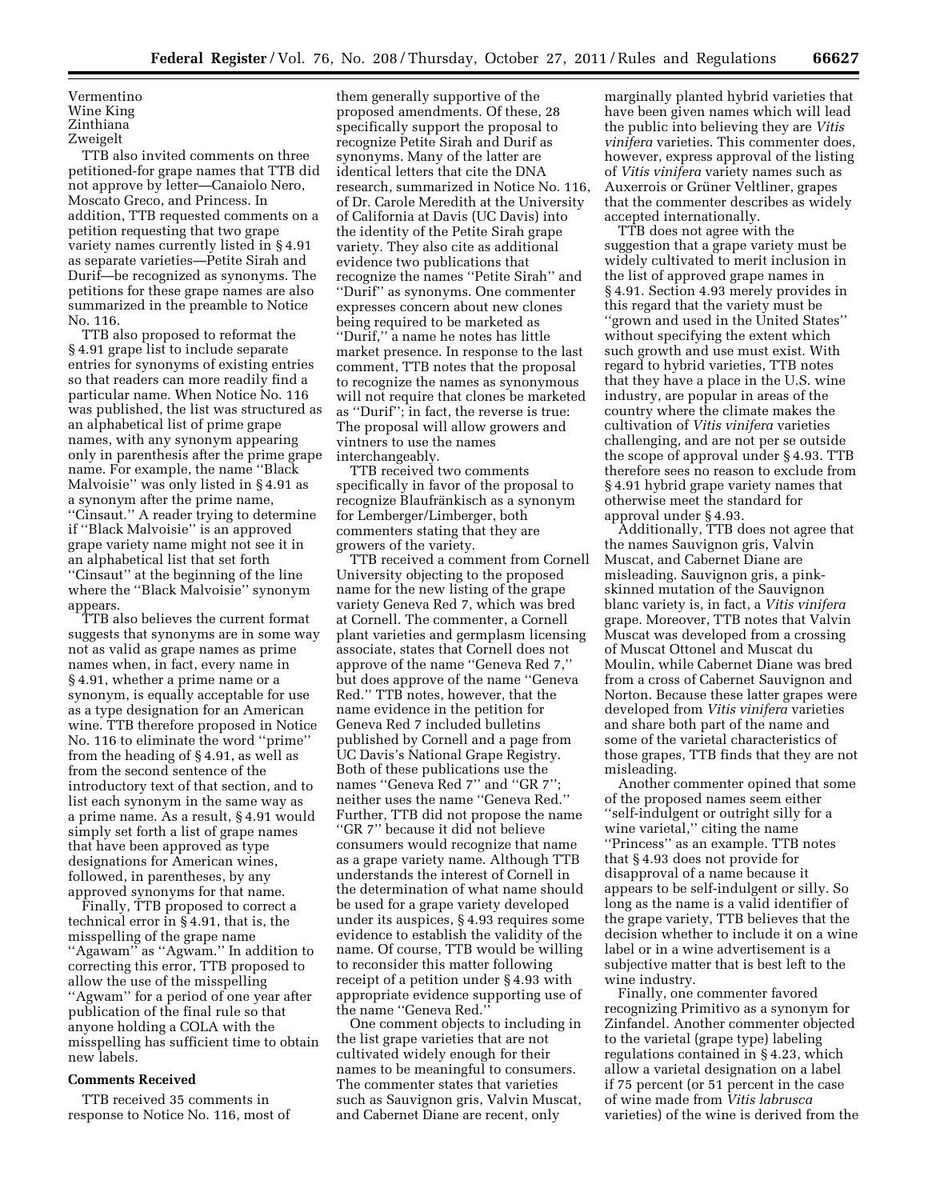Vermentino
Wine King
Zinthiana
Zweigelt

TTB also invited comments on three petitioned-for grape names that TTB did not approve by letter—Canaiolo Nero, Moscato Greco, and Princess. In addition, TTB requested comments on a petition requesting that two grape variety names currently listed in § 4.91 as separate varieties—Petite Sirah and Durif—be recognized as synonyms. The petitions for these grape names are also summarized in the preamble to Notice No. 116.

TTB also proposed to reformat the § 4.91 grape list to include separate entries for synonyms of existing entries so that readers can more readily find a particular name. When Notice No. 116 was published, the list was structured as an alphabetical list of prime grape names, with any synonym appearing only in parenthesis after the prime grape name. For example, the name ''Black Malvoisie'' was only listed in § 4.91 as a synonym after the prime name, ''Cinsaut.'' A reader trying to determine if ''Black Malvoisie'' is an approved grape variety name might not see it in an alphabetical list that set forth ''Cinsaut'' at the beginning of the line where the ''Black Malvoisie'' synonym appears.

TTB also believes the current format suggests that synonyms are in some way not as valid as grape names as prime names when, in fact, every name in § 4.91, whether a prime name or a synonym, is equally acceptable for use as a type designation for an American wine. TTB therefore proposed in Notice No. 116 to eliminate the word ''prime'' from the heading of § 4.91, as well as from the second sentence of the introductory text of that section, and to list each synonym in the same way as a prime name. As a result, § 4.91 would simply set forth a list of grape names that have been approved as type designations for American wines, followed, in parentheses, by any approved synonyms for that name.

Finally, TTB proposed to correct a technical error in § 4.91, that is, the misspelling of the grape name ''Agawam'' as ''Agwam.'' In addition to correcting this error, TTB proposed to allow the use of the misspelling ''Agwam'' for a period of one year after publication of the final rule so that anyone holding a COLA with the misspelling has sufficient time to obtain new labels.

**Comments Received**

TTB received 35 comments in response to Notice No. 116, most of them generally supportive of the proposed amendments. Of these, 28 specifically support the proposal to recognize Petite Sirah and Durif as synonyms. Many of the latter are identical letters that cite the DNA research, summarized in Notice No. 116, of Dr. Carole Meredith at the University of California at Davis (UC Davis) into the identity of the Petite Sirah grape variety. They also cite as additional evidence two publications that recognize the names ''Petite Sirah'' and ''Durif'' as synonyms. One commenter expresses concern about new clones being required to be marketed as ''Durif,'' a name he notes has little market presence. In response to the last comment, TTB notes that the proposal to recognize the names as synonymous will not require that clones be marketed as ''Durif''; in fact, the reverse is true: The proposal will allow growers and vintners to use the names interchangeably.

TTB received two comments specifically in favor of the proposal to recognize Blaufränkisch as a synonym for Lemberger/Limberger, both commenters stating that they are growers of the variety.

TTB received a comment from Cornell University objecting to the proposed name for the new listing of the grape variety Geneva Red 7, which was bred at Cornell. The commenter, a Cornell plant varieties and germplasm licensing associate, states that Cornell does not approve of the name ''Geneva Red 7,'' but does approve of the name ''Geneva Red.'' TTB notes, however, that the name evidence in the petition for Geneva Red 7 included bulletins published by Cornell and a page from UC Davis's National Grape Registry. Both of these publications use the names ''Geneva Red 7'' and ''GR 7''; neither uses the name ''Geneva Red.'' Further, TTB did not propose the name ''GR 7'' because it did not believe consumers would recognize that name as a grape variety name. Although TTB understands the interest of Cornell in the determination of what name should be used for a grape variety developed under its auspices, § 4.93 requires some evidence to establish the validity of the name. Of course, TTB would be willing to reconsider this matter following receipt of a petition under § 4.93 with appropriate evidence supporting use of the name ''Geneva Red.''

One comment objects to including in the list grape varieties that are not cultivated widely enough for their names to be meaningful to consumers. The commenter states that varieties such as Sauvignon gris, Valvin Muscat, and Cabernet Diane are recent, only marginally planted hybrid varieties that have been given names which will lead the public into believing they are *Vitis vinifera* varieties. This commenter does, however, express approval of the listing of *Vitis vinifera* variety names such as Auxerrois or Grüner Veltliner, grapes that the commenter describes as widely accepted internationally.

TTB does not agree with the suggestion that a grape variety must be widely cultivated to merit inclusion in the list of approved grape names in § 4.91. Section 4.93 merely provides in this regard that the variety must be ''grown and used in the United States'' without specifying the extent which such growth and use must exist. With regard to hybrid varieties, TTB notes that they have a place in the U.S. wine industry, are popular in areas of the country where the climate makes the cultivation of *Vitis vinifera* varieties challenging, and are not per se outside the scope of approval under § 4.93. TTB therefore sees no reason to exclude from § 4.91 hybrid grape variety names that otherwise meet the standard for approval under § 4.93.

Additionally, TTB does not agree that the names Sauvignon gris, Valvin Muscat, and Cabernet Diane are misleading. Sauvignon gris, a pink-skinned mutation of the Sauvignon blanc variety is, in fact, a *Vitis vinifera* grape. Moreover, TTB notes that Valvin Muscat was developed from a crossing of Muscat Ottonel and Muscat du Moulin, while Cabernet Diane was bred from a cross of Cabernet Sauvignon and Norton. Because these latter grapes were developed from *Vitis vinifera* varieties and share both part of the name and some of the varietal characteristics of those grapes, TTB finds that they are not misleading.

Another commenter opined that some of the proposed names seem either ''self-indulgent or outright silly for a wine varietal,'' citing the name ''Princess'' as an example. TTB notes that § 4.93 does not provide for disapproval of a name because it appears to be self-indulgent or silly. So long as the name is a valid identifier of the grape variety, TTB believes that the decision whether to include it on a wine label or in a wine advertisement is a subjective matter that is best left to the wine industry.

Finally, one commenter favored recognizing Primitivo as a synonym for Zinfandel. Another commenter objected to the varietal (grape type) labeling regulations contained in § 4.23, which allow a varietal designation on a label if 75 percent (or 51 percent in the case of wine made from *Vitis labrusca* varieties) of the wine is derived from the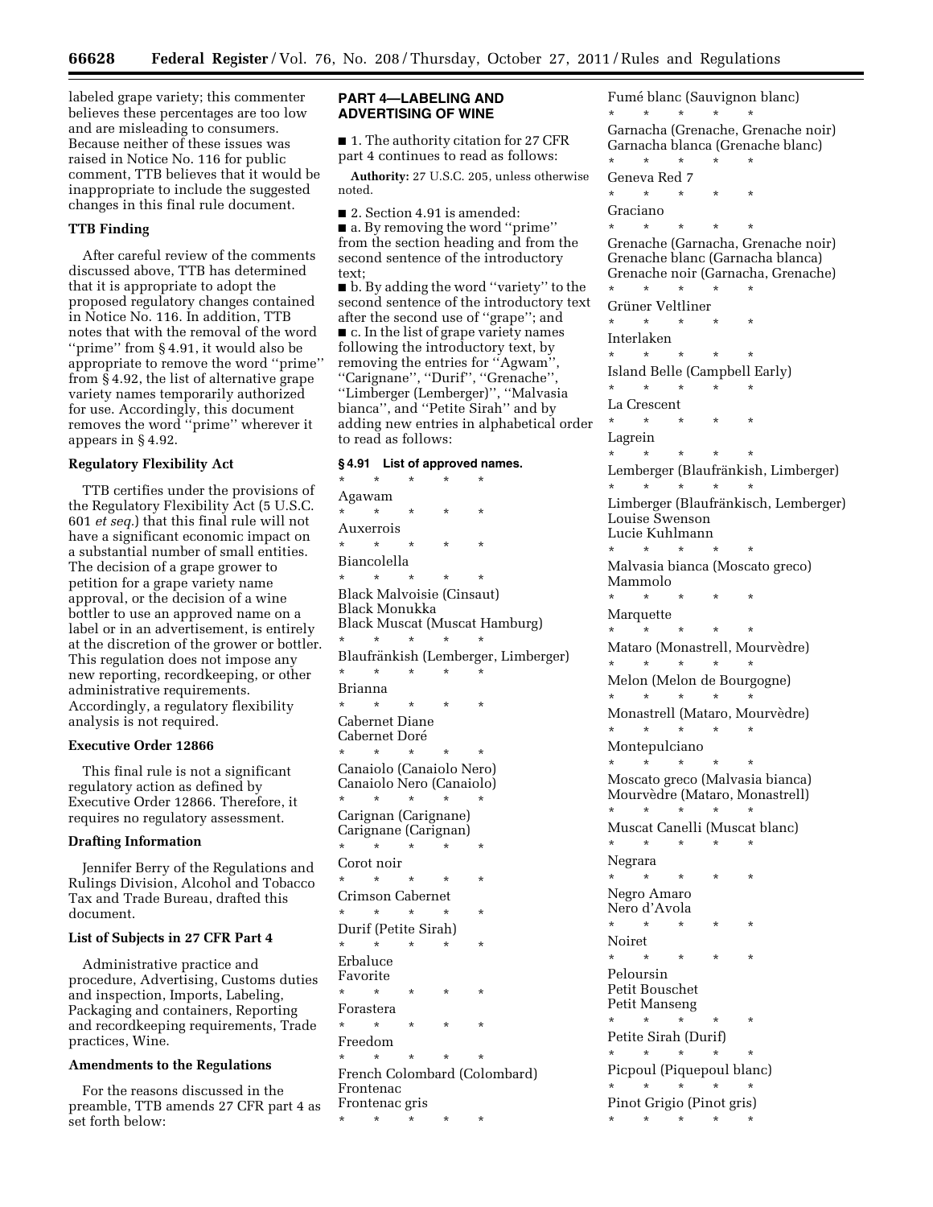labeled grape variety; this commenter believes these percentages are too low and are misleading to consumers. Because neither of these issues was raised in Notice No. 116 for public comment, TTB believes that it would be inappropriate to include the suggested changes in this final rule document.

### TTB Finding

After careful review of the comments discussed above, TTB has determined that it is appropriate to adopt the proposed regulatory changes contained in Notice No. 116. In addition, TTB notes that with the removal of the word ''prime'' from § 4.91, it would also be appropriate to remove the word ''prime'' from § 4.92, the list of alternative grape variety names temporarily authorized for use. Accordingly, this document removes the word ''prime'' wherever it appears in § 4.92.

### Regulatory Flexibility Act

TTB certifies under the provisions of the Regulatory Flexibility Act (5 U.S.C. 601 *et seq.*) that this final rule will not have a significant economic impact on a substantial number of small entities. The decision of a grape grower to petition for a grape variety name approval, or the decision of a wine bottler to use an approved name on a label or in an advertisement, is entirely at the discretion of the grower or bottler. This regulation does not impose any new reporting, recordkeeping, or other administrative requirements. Accordingly, a regulatory flexibility analysis is not required.

### Executive Order 12866

This final rule is not a significant regulatory action as defined by Executive Order 12866. Therefore, it requires no regulatory assessment.

### Drafting Information

Jennifer Berry of the Regulations and Rulings Division, Alcohol and Tobacco Tax and Trade Bureau, drafted this document.

### List of Subjects in 27 CFR Part 4

Administrative practice and procedure, Advertising, Customs duties and inspection, Imports, Labeling, Packaging and containers, Reporting and recordkeeping requirements, Trade practices, Wine.

### Amendments to the Regulations

For the reasons discussed in the preamble, TTB amends 27 CFR part 4 as set forth below:

## PART 4—LABELING AND ADVERTISING OF WINE

■ 1. The authority citation for 27 CFR part 4 continues to read as follows:

**Authority:** 27 U.S.C. 205, unless otherwise noted.

■ 2. Section 4.91 is amended:

■ a. By removing the word ''prime'' from the section heading and from the second sentence of the introductory text;

■ b. By adding the word ''variety'' to the second sentence of the introductory text after the second use of ''grape''; and

■ c. In the list of grape variety names following the introductory text, by removing the entries for ''Agwam'', ''Carignane'', ''Durif'', ''Grenache'', ''Limberger (Lemberger)'', ''Malvasia bianca'', and ''Petite Sirah'' and by adding new entries in alphabetical order to read as follows:

**§ 4.91 List of approved names.**

\* \* \* \* \*

Agawam

\* \* \* \* \*

Auxerrois

\* \* \* \* \*

Biancolella

\* \* \* \* \*

Black Malvoisie (Cinsaut)
Black Monukka
Black Muscat (Muscat Hamburg)

\* \* \* \* \*

Blaufränkish (Lemberger, Limberger)

\* \* \* \* \*

Brianna

\* \* \* \* \*

Cabernet Diane
Cabernet Doré

\* \* \* \* \*

Canaiolo (Canaiolo Nero)
Canaiolo Nero (Canaiolo)

\* \* \* \* \*

Carignan (Carignane)
Carignane (Carignan)

\* \* \* \* \*

Corot noir

\* \* \* \* \*

Crimson Cabernet

\* \* \* \* \*

Durif (Petite Sirah)

\* \* \* \* \*

Erbaluce
Favorite

\* \* \* \* \*

Forastera

\* \* \* \* \*

Freedom

\* \* \* \* \*

French Colombard (Colombard)
Frontenac
Frontenac gris

\* \* \* \* \*

Fumé blanc (Sauvignon blanc)

\* \* \* \* \*

Garnacha (Grenache, Grenache noir)
Garnacha blanca (Grenache blanc)

\* \* \* \* \*

Geneva Red 7

\* \* \* \* \*

Graciano

\* \* \* \* \*

Grenache (Garnacha, Grenache noir)
Grenache blanc (Garnacha blanca)
Grenache noir (Garnacha, Grenache)

\* \* \* \* \*

Grüner Veltliner

\* \* \* \* \*

Interlaken

\* \* \* \* \*

Island Belle (Campbell Early)

\* \* \* \* \*

La Crescent

\* \* \* \* \*

Lagrein

\* \* \* \* \*

Lemberger (Blaufränkish, Limberger)

\* \* \* \* \*

Limberger (Blaufränkisch, Lemberger)
Louise Swenson
Lucie Kuhlmann

\* \* \* \* \*

Malvasia bianca (Moscato greco)
Mammolo

\* \* \* \* \*

Marquette

\* \* \* \* \*

Mataro (Monastrell, Mourvèdre)

\* \* \* \* \*

Melon (Melon de Bourgogne)

\* \* \* \* \*

Monastrell (Mataro, Mourvèdre)

\* \* \* \* \*

Montepulciano

\* \* \* \* \*

Moscato greco (Malvasia bianca)
Mourvèdre (Mataro, Monastrell)

\* \* \* \* \*

Muscat Canelli (Muscat blanc)

\* \* \* \* \*

Negrara

\* \* \* \* \*

Negro Amaro
Nero d'Avola

\* \* \* \* \*

Noiret

\* \* \* \* \*

Peloursin
Petit Bouschet
Petit Manseng

\* \* \* \* \*

Petite Sirah (Durif)

\* \* \* \* \*

Picpoul (Piquepoul blanc)

\* \* \* \* \*

Pinot Grigio (Pinot gris)

\* \* \* \* \*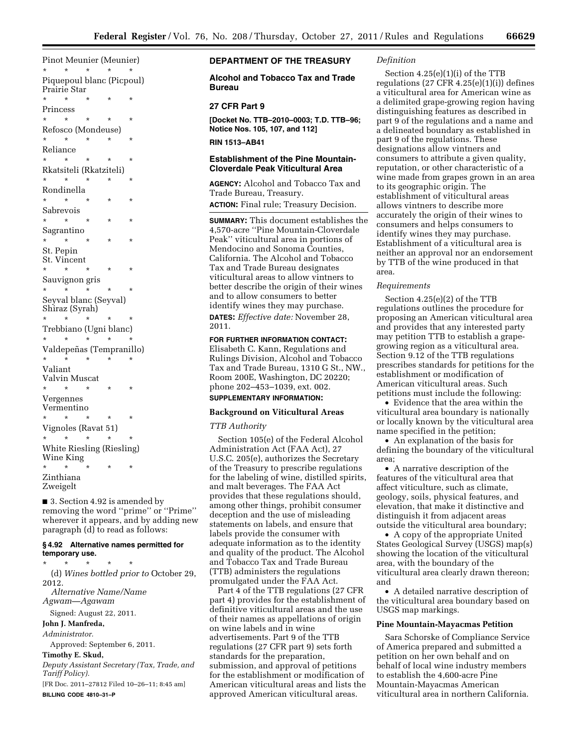Pinot Meunier (Meunier)

\* \* \* \* \*

Piquepoul blanc (Picpoul)
Prairie Star

\* \* \* \* \*

Princess

\* \* \* \* \*

Refosco (Mondeuse)

\* \* \* \* \*

Reliance

\* \* \* \* \*

Rkatsiteli (Rkatziteli)

\* \* \* \* \*

Rondinella

\* \* \* \* \*

Sabrevois

\* \* \* \* \*

Sagrantino

\* \* \* \* \*

St. Pepin
St. Vincent

\* \* \* \* \*

Sauvignon gris

\* \* \* \* \*

Seyval blanc (Seyval)
Shiraz (Syrah)

\* \* \* \* \*

Trebbiano (Ugni blanc)

\* \* \* \* \*

Valdepeñas (Tempranillo)

\* \* \* \* \*

Valiant
Valvin Muscat

\* \* \* \* \*

Vergennes
Vermentino

\* \* \* \* \*

Vignoles (Ravat 51)

\* \* \* \* \*

White Riesling (Riesling)
Wine King

\* \* \* \* \*

Zinthiana
Zweigelt

■ 3. Section 4.92 is amended by removing the word ''prime'' or ''Prime'' wherever it appears, and by adding new paragraph (d) to read as follows:

### § 4.92 Alternative names permitted for temporary use.

\* \* \* \* \*

(d) *Wines bottled prior to* October 29, 2012.

*Alternative Name/Name*
*Agwam—Agawam*

Signed: August 22, 2011.

**John J. Manfreda,**

*Administrator.*

Approved: September 6, 2011.

**Timothy E. Skud,**

*Deputy Assistant Secretary (Tax, Trade, and Tariff Policy).*

[FR Doc. 2011–27812 Filed 10–26–11; 8:45 am]

**BILLING CODE 4810–31–P**

## DEPARTMENT OF THE TREASURY

### Alcohol and Tobacco Tax and Trade Bureau

### 27 CFR Part 9

**[Docket No. TTB–2010–0003; T.D. TTB–96; Notice Nos. 105, 107, and 112]**

**RIN 1513–AB41**

### Establishment of the Pine Mountain-Cloverdale Peak Viticultural Area

**AGENCY:** Alcohol and Tobacco Tax and Trade Bureau, Treasury.

**ACTION:** Final rule; Treasury Decision.

**SUMMARY:** This document establishes the 4,570-acre ''Pine Mountain-Cloverdale Peak'' viticultural area in portions of Mendocino and Sonoma Counties, California. The Alcohol and Tobacco Tax and Trade Bureau designates viticultural areas to allow vintners to better describe the origin of their wines and to allow consumers to better identify wines they may purchase.

**DATES:** *Effective date:* November 28, 2011.

**FOR FURTHER INFORMATION CONTACT:** Elisabeth C. Kann, Regulations and Rulings Division, Alcohol and Tobacco Tax and Trade Bureau, 1310 G St., NW., Room 200E, Washington, DC 20220; phone 202–453–1039, ext. 002.

**SUPPLEMENTARY INFORMATION:**

### Background on Viticultural Areas

*TTB Authority*

Section 105(e) of the Federal Alcohol Administration Act (FAA Act), 27 U.S.C. 205(e), authorizes the Secretary of the Treasury to prescribe regulations for the labeling of wine, distilled spirits, and malt beverages. The FAA Act provides that these regulations should, among other things, prohibit consumer deception and the use of misleading statements on labels, and ensure that labels provide the consumer with adequate information as to the identity and quality of the product. The Alcohol and Tobacco Tax and Trade Bureau (TTB) administers the regulations promulgated under the FAA Act.

Part 4 of the TTB regulations (27 CFR part 4) provides for the establishment of definitive viticultural areas and the use of their names as appellations of origin on wine labels and in wine advertisements. Part 9 of the TTB regulations (27 CFR part 9) sets forth standards for the preparation, submission, and approval of petitions for the establishment or modification of American viticultural areas and lists the approved American viticultural areas.

*Definition*

Section 4.25(e)(1)(i) of the TTB regulations (27 CFR 4.25(e)(1)(i)) defines a viticultural area for American wine as a delimited grape-growing region having distinguishing features as described in part 9 of the regulations and a name and a delineated boundary as established in part 9 of the regulations. These designations allow vintners and consumers to attribute a given quality, reputation, or other characteristic of a wine made from grapes grown in an area to its geographic origin. The establishment of viticultural areas allows vintners to describe more accurately the origin of their wines to consumers and helps consumers to identify wines they may purchase. Establishment of a viticultural area is neither an approval nor an endorsement by TTB of the wine produced in that area.

*Requirements*

Section 4.25(e)(2) of the TTB regulations outlines the procedure for proposing an American viticultural area and provides that any interested party may petition TTB to establish a grape-growing region as a viticultural area. Section 9.12 of the TTB regulations prescribes standards for petitions for the establishment or modification of American viticultural areas. Such petitions must include the following:

- Evidence that the area within the viticultural area boundary is nationally or locally known by the viticultural area name specified in the petition;
- An explanation of the basis for defining the boundary of the viticultural area;
- A narrative description of the features of the viticultural area that affect viticulture, such as climate, geology, soils, physical features, and elevation, that make it distinctive and distinguish it from adjacent areas outside the viticultural area boundary;
- A copy of the appropriate United States Geological Survey (USGS) map(s) showing the location of the viticultural area, with the boundary of the viticultural area clearly drawn thereon; and
- A detailed narrative description of the viticultural area boundary based on USGS map markings.

### Pine Mountain-Mayacmas Petition

Sara Schorske of Compliance Service of America prepared and submitted a petition on her own behalf and on behalf of local wine industry members to establish the 4,600-acre Pine Mountain-Mayacmas American viticultural area in northern California.